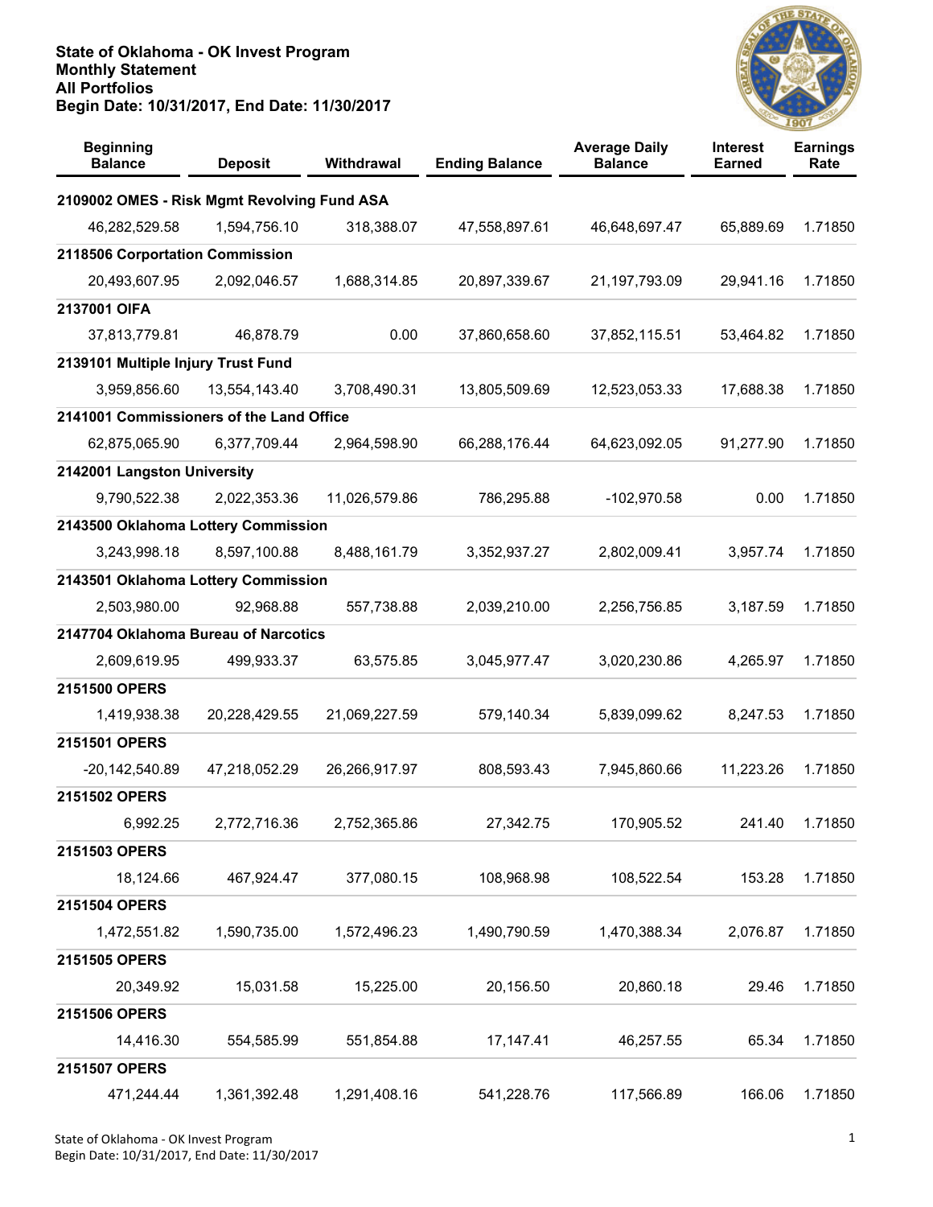**State of Oklahoma - OK Invest Program**
**Monthly Statement**
**All Portfolios**
**Begin Date: 10/31/2017, End Date: 11/30/2017**

| Beginning Balance | Deposit | Withdrawal | Ending Balance | Average Daily Balance | Interest Earned | Earnings Rate |
|---|---|---|---|---|---|---|
| **2109002 OMES - Risk Mgmt Revolving Fund ASA** | | | | | | |
| 46,282,529.58 | 1,594,756.10 | 318,388.07 | 47,558,897.61 | 46,648,697.47 | 65,889.69 | 1.71850 |
| **2118506 Corportation Commission** | | | | | | |
| 20,493,607.95 | 2,092,046.57 | 1,688,314.85 | 20,897,339.67 | 21,197,793.09 | 29,941.16 | 1.71850 |
| **2137001 OIFA** | | | | | | |
| 37,813,779.81 | 46,878.79 | 0.00 | 37,860,658.60 | 37,852,115.51 | 53,464.82 | 1.71850 |
| **2139101 Multiple Injury Trust Fund** | | | | | | |
| 3,959,856.60 | 13,554,143.40 | 3,708,490.31 | 13,805,509.69 | 12,523,053.33 | 17,688.38 | 1.71850 |
| **2141001 Commissioners of the Land Office** | | | | | | |
| 62,875,065.90 | 6,377,709.44 | 2,964,598.90 | 66,288,176.44 | 64,623,092.05 | 91,277.90 | 1.71850 |
| **2142001 Langston University** | | | | | | |
| 9,790,522.38 | 2,022,353.36 | 11,026,579.86 | 786,295.88 | -102,970.58 | 0.00 | 1.71850 |
| **2143500 Oklahoma Lottery Commission** | | | | | | |
| 3,243,998.18 | 8,597,100.88 | 8,488,161.79 | 3,352,937.27 | 2,802,009.41 | 3,957.74 | 1.71850 |
| **2143501 Oklahoma Lottery Commission** | | | | | | |
| 2,503,980.00 | 92,968.88 | 557,738.88 | 2,039,210.00 | 2,256,756.85 | 3,187.59 | 1.71850 |
| **2147704 Oklahoma Bureau of Narcotics** | | | | | | |
| 2,609,619.95 | 499,933.37 | 63,575.85 | 3,045,977.47 | 3,020,230.86 | 4,265.97 | 1.71850 |
| **2151500 OPERS** | | | | | | |
| 1,419,938.38 | 20,228,429.55 | 21,069,227.59 | 579,140.34 | 5,839,099.62 | 8,247.53 | 1.71850 |
| **2151501 OPERS** | | | | | | |
| -20,142,540.89 | 47,218,052.29 | 26,266,917.97 | 808,593.43 | 7,945,860.66 | 11,223.26 | 1.71850 |
| **2151502 OPERS** | | | | | | |
| 6,992.25 | 2,772,716.36 | 2,752,365.86 | 27,342.75 | 170,905.52 | 241.40 | 1.71850 |
| **2151503 OPERS** | | | | | | |
| 18,124.66 | 467,924.47 | 377,080.15 | 108,968.98 | 108,522.54 | 153.28 | 1.71850 |
| **2151504 OPERS** | | | | | | |
| 1,472,551.82 | 1,590,735.00 | 1,572,496.23 | 1,490,790.59 | 1,470,388.34 | 2,076.87 | 1.71850 |
| **2151505 OPERS** | | | | | | |
| 20,349.92 | 15,031.58 | 15,225.00 | 20,156.50 | 20,860.18 | 29.46 | 1.71850 |
| **2151506 OPERS** | | | | | | |
| 14,416.30 | 554,585.99 | 551,854.88 | 17,147.41 | 46,257.55 | 65.34 | 1.71850 |
| **2151507 OPERS** | | | | | | |
| 471,244.44 | 1,361,392.48 | 1,291,408.16 | 541,228.76 | 117,566.89 | 166.06 | 1.71850 |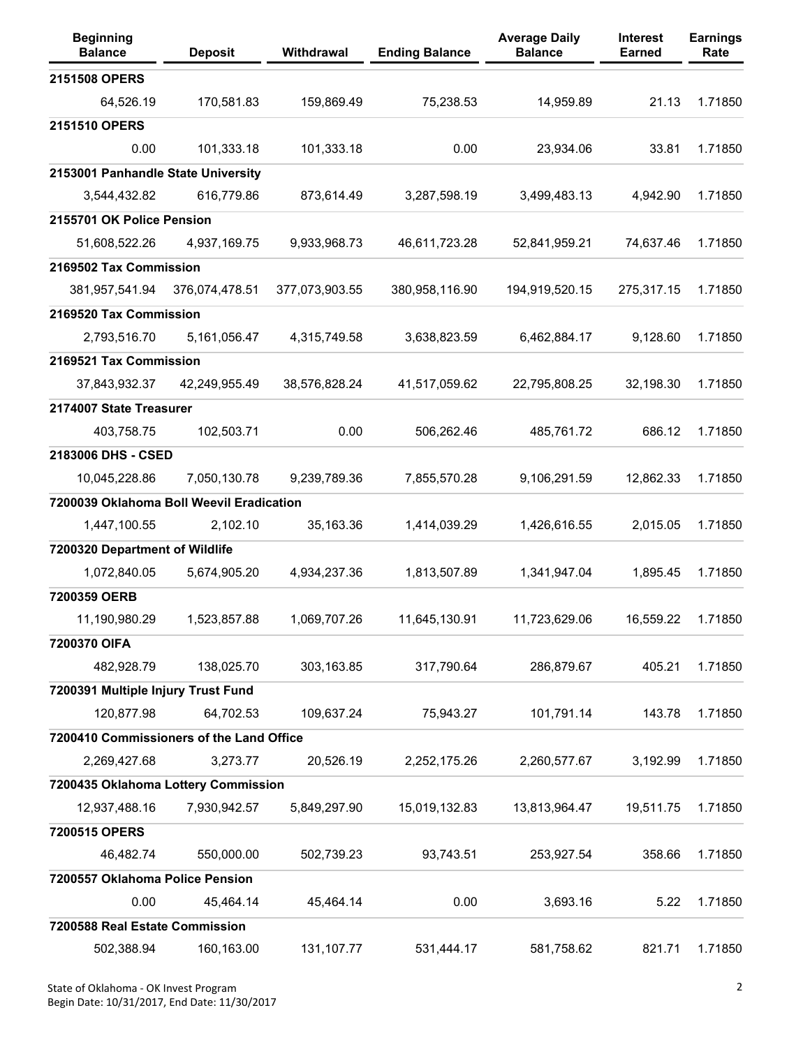| Beginning Balance | Deposit | Withdrawal | Ending Balance | Average Daily Balance | Interest Earned | Earnings Rate |
|---|---|---|---|---|---|---|
| **2151508 OPERS** | | | | | | |
| 64,526.19 | 170,581.83 | 159,869.49 | 75,238.53 | 14,959.89 | 21.13 | 1.71850 |
| **2151510 OPERS** | | | | | | |
| 0.00 | 101,333.18 | 101,333.18 | 0.00 | 23,934.06 | 33.81 | 1.71850 |
| **2153001 Panhandle State University** | | | | | | |
| 3,544,432.82 | 616,779.86 | 873,614.49 | 3,287,598.19 | 3,499,483.13 | 4,942.90 | 1.71850 |
| **2155701 OK Police Pension** | | | | | | |
| 51,608,522.26 | 4,937,169.75 | 9,933,968.73 | 46,611,723.28 | 52,841,959.21 | 74,637.46 | 1.71850 |
| **2169502 Tax Commission** | | | | | | |
| 381,957,541.94 | 376,074,478.51 | 377,073,903.55 | 380,958,116.90 | 194,919,520.15 | 275,317.15 | 1.71850 |
| **2169520 Tax Commission** | | | | | | |
| 2,793,516.70 | 5,161,056.47 | 4,315,749.58 | 3,638,823.59 | 6,462,884.17 | 9,128.60 | 1.71850 |
| **2169521 Tax Commission** | | | | | | |
| 37,843,932.37 | 42,249,955.49 | 38,576,828.24 | 41,517,059.62 | 22,795,808.25 | 32,198.30 | 1.71850 |
| **2174007 State Treasurer** | | | | | | |
| 403,758.75 | 102,503.71 | 0.00 | 506,262.46 | 485,761.72 | 686.12 | 1.71850 |
| **2183006 DHS - CSED** | | | | | | |
| 10,045,228.86 | 7,050,130.78 | 9,239,789.36 | 7,855,570.28 | 9,106,291.59 | 12,862.33 | 1.71850 |
| **7200039 Oklahoma Boll Weevil Eradication** | | | | | | |
| 1,447,100.55 | 2,102.10 | 35,163.36 | 1,414,039.29 | 1,426,616.55 | 2,015.05 | 1.71850 |
| **7200320 Department of Wildlife** | | | | | | |
| 1,072,840.05 | 5,674,905.20 | 4,934,237.36 | 1,813,507.89 | 1,341,947.04 | 1,895.45 | 1.71850 |
| **7200359 OERB** | | | | | | |
| 11,190,980.29 | 1,523,857.88 | 1,069,707.26 | 11,645,130.91 | 11,723,629.06 | 16,559.22 | 1.71850 |
| **7200370 OIFA** | | | | | | |
| 482,928.79 | 138,025.70 | 303,163.85 | 317,790.64 | 286,879.67 | 405.21 | 1.71850 |
| **7200391 Multiple Injury Trust Fund** | | | | | | |
| 120,877.98 | 64,702.53 | 109,637.24 | 75,943.27 | 101,791.14 | 143.78 | 1.71850 |
| **7200410 Commissioners of the Land Office** | | | | | | |
| 2,269,427.68 | 3,273.77 | 20,526.19 | 2,252,175.26 | 2,260,577.67 | 3,192.99 | 1.71850 |
| **7200435 Oklahoma Lottery Commission** | | | | | | |
| 12,937,488.16 | 7,930,942.57 | 5,849,297.90 | 15,019,132.83 | 13,813,964.47 | 19,511.75 | 1.71850 |
| **7200515 OPERS** | | | | | | |
| 46,482.74 | 550,000.00 | 502,739.23 | 93,743.51 | 253,927.54 | 358.66 | 1.71850 |
| **7200557 Oklahoma Police Pension** | | | | | | |
| 0.00 | 45,464.14 | 45,464.14 | 0.00 | 3,693.16 | 5.22 | 1.71850 |
| **7200588 Real Estate Commission** | | | | | | |
| 502,388.94 | 160,163.00 | 131,107.77 | 531,444.17 | 581,758.62 | 821.71 | 1.71850 |

State of Oklahoma - OK Invest Program
Begin Date: 10/31/2017, End Date: 11/30/2017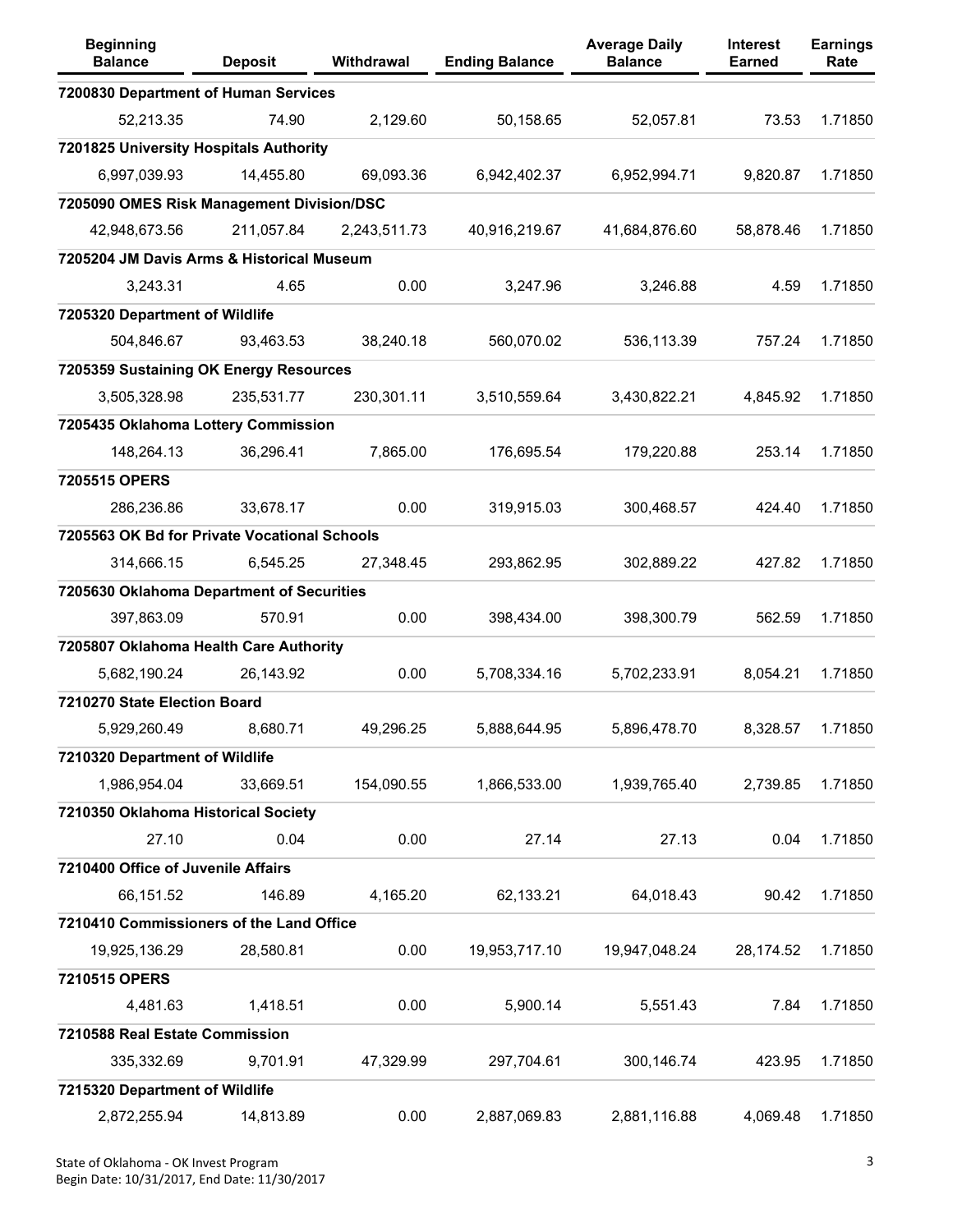| Beginning Balance | Deposit | Withdrawal | Ending Balance | Average Daily Balance | Interest Earned | Earnings Rate |
|---|---|---|---|---|---|---|
| **7200830 Department of Human Services** | | | | | | |
| 52,213.35 | 74.90 | 2,129.60 | 50,158.65 | 52,057.81 | 73.53 | 1.71850 |
| **7201825 University Hospitals Authority** | | | | | | |
| 6,997,039.93 | 14,455.80 | 69,093.36 | 6,942,402.37 | 6,952,994.71 | 9,820.87 | 1.71850 |
| **7205090 OMES Risk Management Division/DSC** | | | | | | |
| 42,948,673.56 | 211,057.84 | 2,243,511.73 | 40,916,219.67 | 41,684,876.60 | 58,878.46 | 1.71850 |
| **7205204 JM Davis Arms & Historical Museum** | | | | | | |
| 3,243.31 | 4.65 | 0.00 | 3,247.96 | 3,246.88 | 4.59 | 1.71850 |
| **7205320 Department of Wildlife** | | | | | | |
| 504,846.67 | 93,463.53 | 38,240.18 | 560,070.02 | 536,113.39 | 757.24 | 1.71850 |
| **7205359 Sustaining OK Energy Resources** | | | | | | |
| 3,505,328.98 | 235,531.77 | 230,301.11 | 3,510,559.64 | 3,430,822.21 | 4,845.92 | 1.71850 |
| **7205435 Oklahoma Lottery Commission** | | | | | | |
| 148,264.13 | 36,296.41 | 7,865.00 | 176,695.54 | 179,220.88 | 253.14 | 1.71850 |
| **7205515 OPERS** | | | | | | |
| 286,236.86 | 33,678.17 | 0.00 | 319,915.03 | 300,468.57 | 424.40 | 1.71850 |
| **7205563 OK Bd for Private Vocational Schools** | | | | | | |
| 314,666.15 | 6,545.25 | 27,348.45 | 293,862.95 | 302,889.22 | 427.82 | 1.71850 |
| **7205630 Oklahoma Department of Securities** | | | | | | |
| 397,863.09 | 570.91 | 0.00 | 398,434.00 | 398,300.79 | 562.59 | 1.71850 |
| **7205807 Oklahoma Health Care Authority** | | | | | | |
| 5,682,190.24 | 26,143.92 | 0.00 | 5,708,334.16 | 5,702,233.91 | 8,054.21 | 1.71850 |
| **7210270 State Election Board** | | | | | | |
| 5,929,260.49 | 8,680.71 | 49,296.25 | 5,888,644.95 | 5,896,478.70 | 8,328.57 | 1.71850 |
| **7210320 Department of Wildlife** | | | | | | |
| 1,986,954.04 | 33,669.51 | 154,090.55 | 1,866,533.00 | 1,939,765.40 | 2,739.85 | 1.71850 |
| **7210350 Oklahoma Historical Society** | | | | | | |
| 27.10 | 0.04 | 0.00 | 27.14 | 27.13 | 0.04 | 1.71850 |
| **7210400 Office of Juvenile Affairs** | | | | | | |
| 66,151.52 | 146.89 | 4,165.20 | 62,133.21 | 64,018.43 | 90.42 | 1.71850 |
| **7210410 Commissioners of the Land Office** | | | | | | |
| 19,925,136.29 | 28,580.81 | 0.00 | 19,953,717.10 | 19,947,048.24 | 28,174.52 | 1.71850 |
| **7210515 OPERS** | | | | | | |
| 4,481.63 | 1,418.51 | 0.00 | 5,900.14 | 5,551.43 | 7.84 | 1.71850 |
| **7210588 Real Estate Commission** | | | | | | |
| 335,332.69 | 9,701.91 | 47,329.99 | 297,704.61 | 300,146.74 | 423.95 | 1.71850 |
| **7215320 Department of Wildlife** | | | | | | |
| 2,872,255.94 | 14,813.89 | 0.00 | 2,887,069.83 | 2,881,116.88 | 4,069.48 | 1.71850 |

State of Oklahoma - OK Invest Program
Begin Date: 10/31/2017, End Date: 11/30/2017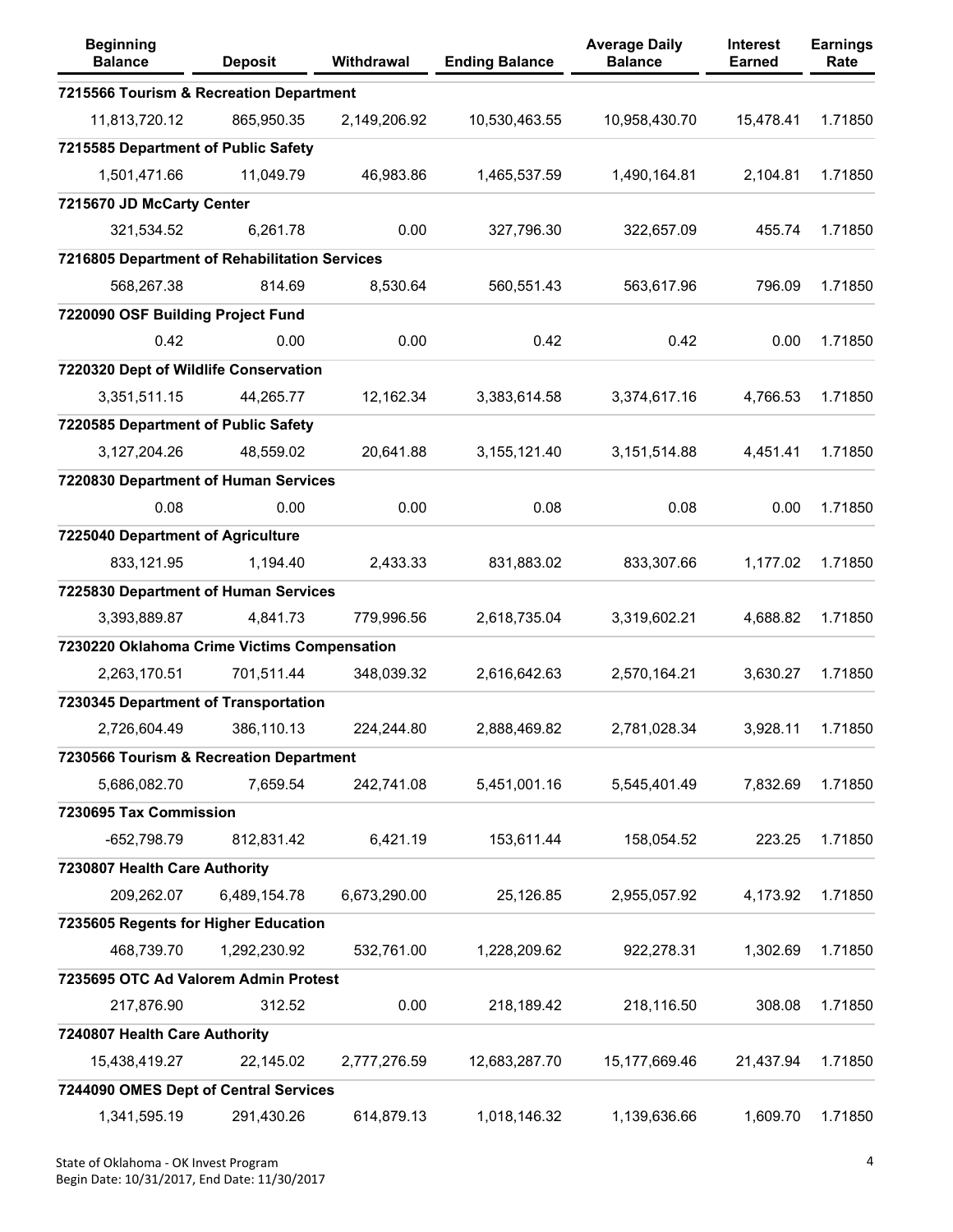| Beginning Balance | Deposit | Withdrawal | Ending Balance | Average Daily Balance | Interest Earned | Earnings Rate |
|---|---|---|---|---|---|---|
| **7215566 Tourism & Recreation Department** | | | | | | |
| 11,813,720.12 | 865,950.35 | 2,149,206.92 | 10,530,463.55 | 10,958,430.70 | 15,478.41 | 1.71850 |
| **7215585 Department of Public Safety** | | | | | | |
| 1,501,471.66 | 11,049.79 | 46,983.86 | 1,465,537.59 | 1,490,164.81 | 2,104.81 | 1.71850 |
| **7215670 JD McCarty Center** | | | | | | |
| 321,534.52 | 6,261.78 | 0.00 | 327,796.30 | 322,657.09 | 455.74 | 1.71850 |
| **7216805 Department of Rehabilitation Services** | | | | | | |
| 568,267.38 | 814.69 | 8,530.64 | 560,551.43 | 563,617.96 | 796.09 | 1.71850 |
| **7220090 OSF Building Project Fund** | | | | | | |
| 0.42 | 0.00 | 0.00 | 0.42 | 0.42 | 0.00 | 1.71850 |
| **7220320 Dept of Wildlife Conservation** | | | | | | |
| 3,351,511.15 | 44,265.77 | 12,162.34 | 3,383,614.58 | 3,374,617.16 | 4,766.53 | 1.71850 |
| **7220585 Department of Public Safety** | | | | | | |
| 3,127,204.26 | 48,559.02 | 20,641.88 | 3,155,121.40 | 3,151,514.88 | 4,451.41 | 1.71850 |
| **7220830 Department of Human Services** | | | | | | |
| 0.08 | 0.00 | 0.00 | 0.08 | 0.08 | 0.00 | 1.71850 |
| **7225040 Department of Agriculture** | | | | | | |
| 833,121.95 | 1,194.40 | 2,433.33 | 831,883.02 | 833,307.66 | 1,177.02 | 1.71850 |
| **7225830 Department of Human Services** | | | | | | |
| 3,393,889.87 | 4,841.73 | 779,996.56 | 2,618,735.04 | 3,319,602.21 | 4,688.82 | 1.71850 |
| **7230220 Oklahoma Crime Victims Compensation** | | | | | | |
| 2,263,170.51 | 701,511.44 | 348,039.32 | 2,616,642.63 | 2,570,164.21 | 3,630.27 | 1.71850 |
| **7230345 Department of Transportation** | | | | | | |
| 2,726,604.49 | 386,110.13 | 224,244.80 | 2,888,469.82 | 2,781,028.34 | 3,928.11 | 1.71850 |
| **7230566 Tourism & Recreation Department** | | | | | | |
| 5,686,082.70 | 7,659.54 | 242,741.08 | 5,451,001.16 | 5,545,401.49 | 7,832.69 | 1.71850 |
| **7230695 Tax Commission** | | | | | | |
| -652,798.79 | 812,831.42 | 6,421.19 | 153,611.44 | 158,054.52 | 223.25 | 1.71850 |
| **7230807 Health Care Authority** | | | | | | |
| 209,262.07 | 6,489,154.78 | 6,673,290.00 | 25,126.85 | 2,955,057.92 | 4,173.92 | 1.71850 |
| **7235605 Regents for Higher Education** | | | | | | |
| 468,739.70 | 1,292,230.92 | 532,761.00 | 1,228,209.62 | 922,278.31 | 1,302.69 | 1.71850 |
| **7235695 OTC Ad Valorem Admin Protest** | | | | | | |
| 217,876.90 | 312.52 | 0.00 | 218,189.42 | 218,116.50 | 308.08 | 1.71850 |
| **7240807 Health Care Authority** | | | | | | |
| 15,438,419.27 | 22,145.02 | 2,777,276.59 | 12,683,287.70 | 15,177,669.46 | 21,437.94 | 1.71850 |
| **7244090 OMES Dept of Central Services** | | | | | | |
| 1,341,595.19 | 291,430.26 | 614,879.13 | 1,018,146.32 | 1,139,636.66 | 1,609.70 | 1.71850 |

State of Oklahoma - OK Invest Program
Begin Date: 10/31/2017, End Date: 11/30/2017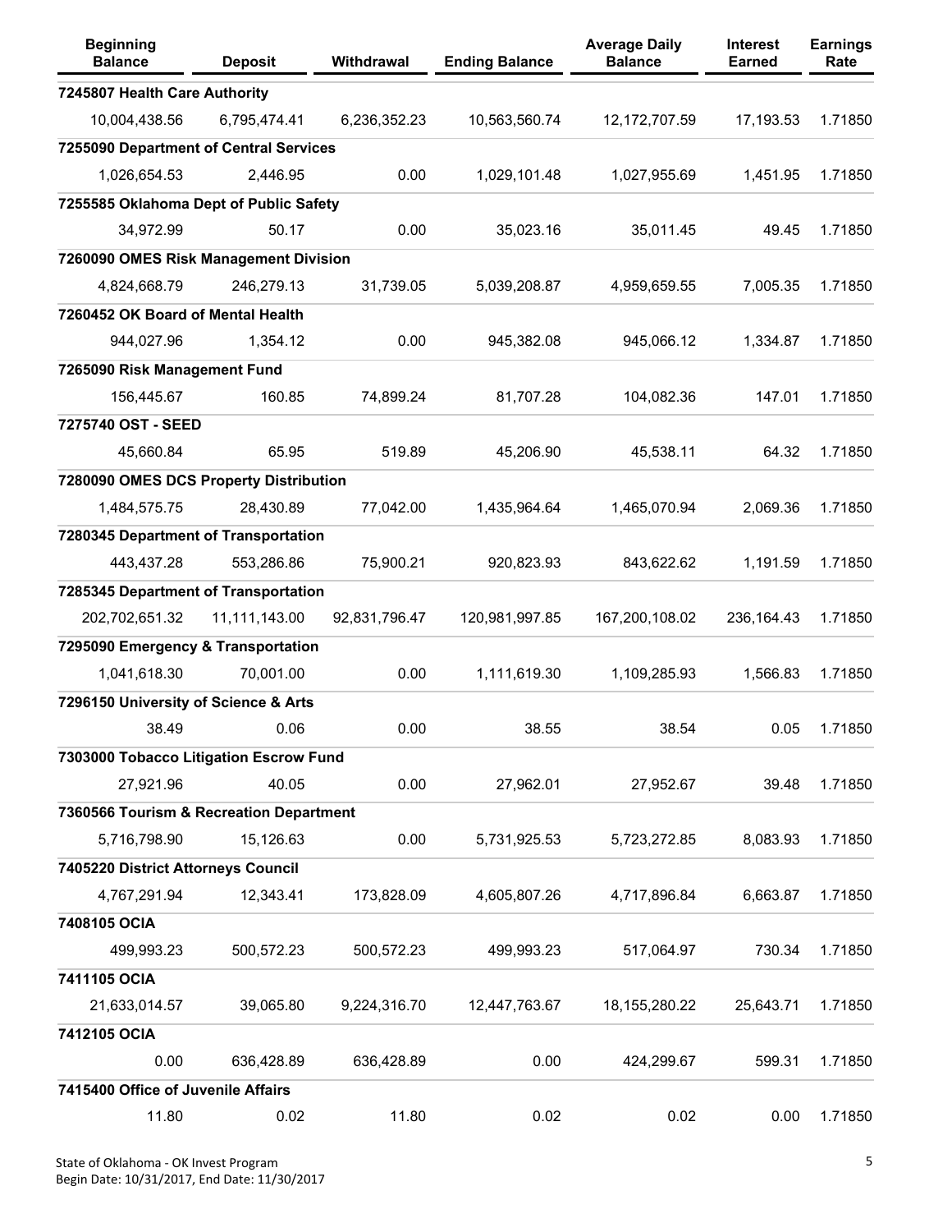| Beginning Balance | Deposit | Withdrawal | Ending Balance | Average Daily Balance | Interest Earned | Earnings Rate |
|---|---|---|---|---|---|---|
| **7245807 Health Care Authority** | | | | | | |
| 10,004,438.56 | 6,795,474.41 | 6,236,352.23 | 10,563,560.74 | 12,172,707.59 | 17,193.53 | 1.71850 |
| **7255090 Department of Central Services** | | | | | | |
| 1,026,654.53 | 2,446.95 | 0.00 | 1,029,101.48 | 1,027,955.69 | 1,451.95 | 1.71850 |
| **7255585 Oklahoma Dept of Public Safety** | | | | | | |
| 34,972.99 | 50.17 | 0.00 | 35,023.16 | 35,011.45 | 49.45 | 1.71850 |
| **7260090 OMES Risk Management Division** | | | | | | |
| 4,824,668.79 | 246,279.13 | 31,739.05 | 5,039,208.87 | 4,959,659.55 | 7,005.35 | 1.71850 |
| **7260452 OK Board of Mental Health** | | | | | | |
| 944,027.96 | 1,354.12 | 0.00 | 945,382.08 | 945,066.12 | 1,334.87 | 1.71850 |
| **7265090 Risk Management Fund** | | | | | | |
| 156,445.67 | 160.85 | 74,899.24 | 81,707.28 | 104,082.36 | 147.01 | 1.71850 |
| **7275740 OST - SEED** | | | | | | |
| 45,660.84 | 65.95 | 519.89 | 45,206.90 | 45,538.11 | 64.32 | 1.71850 |
| **7280090 OMES DCS Property Distribution** | | | | | | |
| 1,484,575.75 | 28,430.89 | 77,042.00 | 1,435,964.64 | 1,465,070.94 | 2,069.36 | 1.71850 |
| **7280345 Department of Transportation** | | | | | | |
| 443,437.28 | 553,286.86 | 75,900.21 | 920,823.93 | 843,622.62 | 1,191.59 | 1.71850 |
| **7285345 Department of Transportation** | | | | | | |
| 202,702,651.32 | 11,111,143.00 | 92,831,796.47 | 120,981,997.85 | 167,200,108.02 | 236,164.43 | 1.71850 |
| **7295090 Emergency & Transportation** | | | | | | |
| 1,041,618.30 | 70,001.00 | 0.00 | 1,111,619.30 | 1,109,285.93 | 1,566.83 | 1.71850 |
| **7296150 University of Science & Arts** | | | | | | |
| 38.49 | 0.06 | 0.00 | 38.55 | 38.54 | 0.05 | 1.71850 |
| **7303000 Tobacco Litigation Escrow Fund** | | | | | | |
| 27,921.96 | 40.05 | 0.00 | 27,962.01 | 27,952.67 | 39.48 | 1.71850 |
| **7360566 Tourism & Recreation Department** | | | | | | |
| 5,716,798.90 | 15,126.63 | 0.00 | 5,731,925.53 | 5,723,272.85 | 8,083.93 | 1.71850 |
| **7405220 District Attorneys Council** | | | | | | |
| 4,767,291.94 | 12,343.41 | 173,828.09 | 4,605,807.26 | 4,717,896.84 | 6,663.87 | 1.71850 |
| **7408105 OCIA** | | | | | | |
| 499,993.23 | 500,572.23 | 500,572.23 | 499,993.23 | 517,064.97 | 730.34 | 1.71850 |
| **7411105 OCIA** | | | | | | |
| 21,633,014.57 | 39,065.80 | 9,224,316.70 | 12,447,763.67 | 18,155,280.22 | 25,643.71 | 1.71850 |
| **7412105 OCIA** | | | | | | |
| 0.00 | 636,428.89 | 636,428.89 | 0.00 | 424,299.67 | 599.31 | 1.71850 |
| **7415400 Office of Juvenile Affairs** | | | | | | |
| 11.80 | 0.02 | 11.80 | 0.02 | 0.02 | 0.00 | 1.71850 |

State of Oklahoma - OK Invest Program
Begin Date: 10/31/2017, End Date: 11/30/2017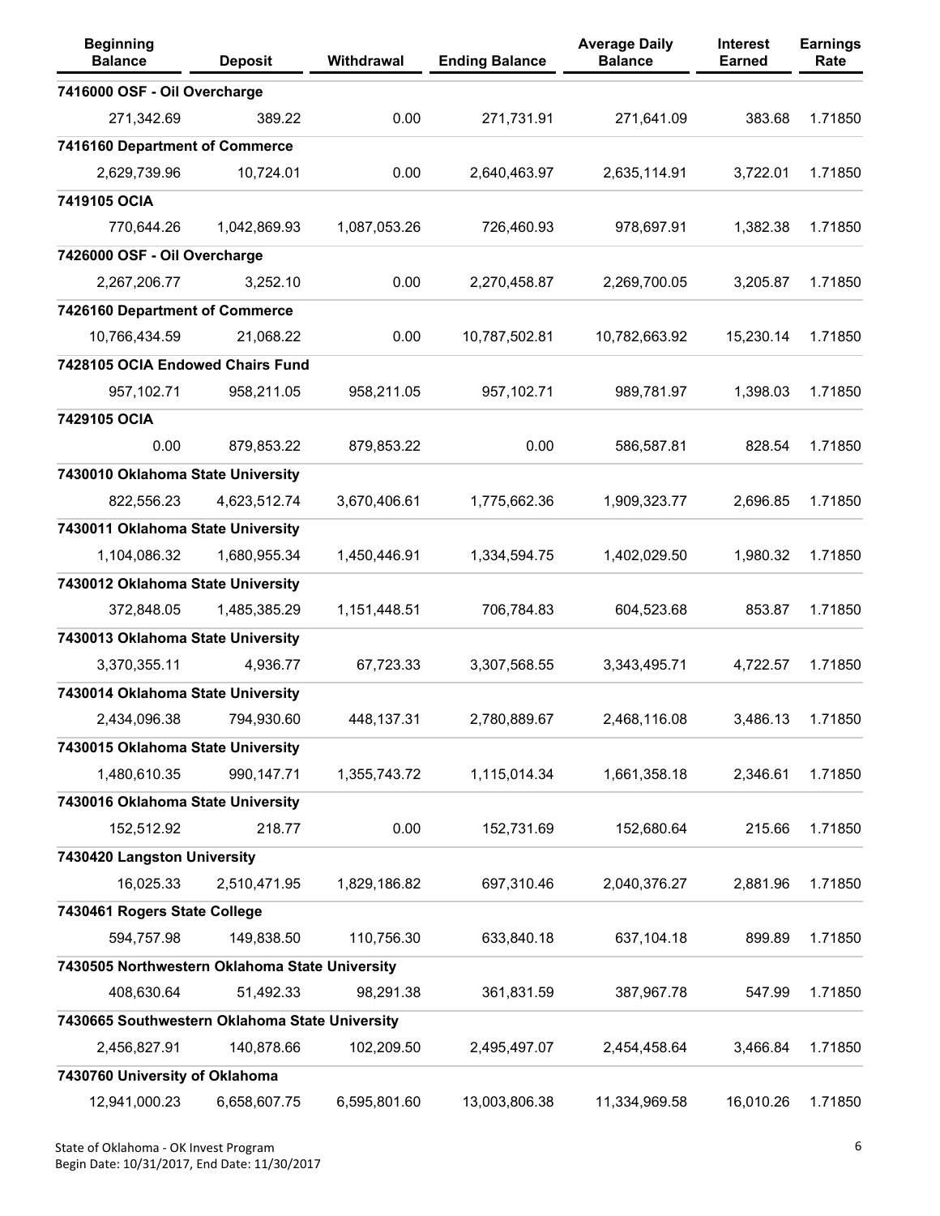| Beginning Balance | Deposit | Withdrawal | Ending Balance | Average Daily Balance | Interest Earned | Earnings Rate |
|---|---|---|---|---|---|---|
| **7416000 OSF - Oil Overcharge** | | | | | | |
| 271,342.69 | 389.22 | 0.00 | 271,731.91 | 271,641.09 | 383.68 | 1.71850 |
| **7416160 Department of Commerce** | | | | | | |
| 2,629,739.96 | 10,724.01 | 0.00 | 2,640,463.97 | 2,635,114.91 | 3,722.01 | 1.71850 |
| **7419105 OCIA** | | | | | | |
| 770,644.26 | 1,042,869.93 | 1,087,053.26 | 726,460.93 | 978,697.91 | 1,382.38 | 1.71850 |
| **7426000 OSF - Oil Overcharge** | | | | | | |
| 2,267,206.77 | 3,252.10 | 0.00 | 2,270,458.87 | 2,269,700.05 | 3,205.87 | 1.71850 |
| **7426160 Department of Commerce** | | | | | | |
| 10,766,434.59 | 21,068.22 | 0.00 | 10,787,502.81 | 10,782,663.92 | 15,230.14 | 1.71850 |
| **7428105 OCIA Endowed Chairs Fund** | | | | | | |
| 957,102.71 | 958,211.05 | 958,211.05 | 957,102.71 | 989,781.97 | 1,398.03 | 1.71850 |
| **7429105 OCIA** | | | | | | |
| 0.00 | 879,853.22 | 879,853.22 | 0.00 | 586,587.81 | 828.54 | 1.71850 |
| **7430010 Oklahoma State University** | | | | | | |
| 822,556.23 | 4,623,512.74 | 3,670,406.61 | 1,775,662.36 | 1,909,323.77 | 2,696.85 | 1.71850 |
| **7430011 Oklahoma State University** | | | | | | |
| 1,104,086.32 | 1,680,955.34 | 1,450,446.91 | 1,334,594.75 | 1,402,029.50 | 1,980.32 | 1.71850 |
| **7430012 Oklahoma State University** | | | | | | |
| 372,848.05 | 1,485,385.29 | 1,151,448.51 | 706,784.83 | 604,523.68 | 853.87 | 1.71850 |
| **7430013 Oklahoma State University** | | | | | | |
| 3,370,355.11 | 4,936.77 | 67,723.33 | 3,307,568.55 | 3,343,495.71 | 4,722.57 | 1.71850 |
| **7430014 Oklahoma State University** | | | | | | |
| 2,434,096.38 | 794,930.60 | 448,137.31 | 2,780,889.67 | 2,468,116.08 | 3,486.13 | 1.71850 |
| **7430015 Oklahoma State University** | | | | | | |
| 1,480,610.35 | 990,147.71 | 1,355,743.72 | 1,115,014.34 | 1,661,358.18 | 2,346.61 | 1.71850 |
| **7430016 Oklahoma State University** | | | | | | |
| 152,512.92 | 218.77 | 0.00 | 152,731.69 | 152,680.64 | 215.66 | 1.71850 |
| **7430420 Langston University** | | | | | | |
| 16,025.33 | 2,510,471.95 | 1,829,186.82 | 697,310.46 | 2,040,376.27 | 2,881.96 | 1.71850 |
| **7430461 Rogers State College** | | | | | | |
| 594,757.98 | 149,838.50 | 110,756.30 | 633,840.18 | 637,104.18 | 899.89 | 1.71850 |
| **7430505 Northwestern Oklahoma State University** | | | | | | |
| 408,630.64 | 51,492.33 | 98,291.38 | 361,831.59 | 387,967.78 | 547.99 | 1.71850 |
| **7430665 Southwestern Oklahoma State University** | | | | | | |
| 2,456,827.91 | 140,878.66 | 102,209.50 | 2,495,497.07 | 2,454,458.64 | 3,466.84 | 1.71850 |
| **7430760 University of Oklahoma** | | | | | | |
| 12,941,000.23 | 6,658,607.75 | 6,595,801.60 | 13,003,806.38 | 11,334,969.58 | 16,010.26 | 1.71850 |

State of Oklahoma - OK Invest Program
Begin Date: 10/31/2017, End Date: 11/30/2017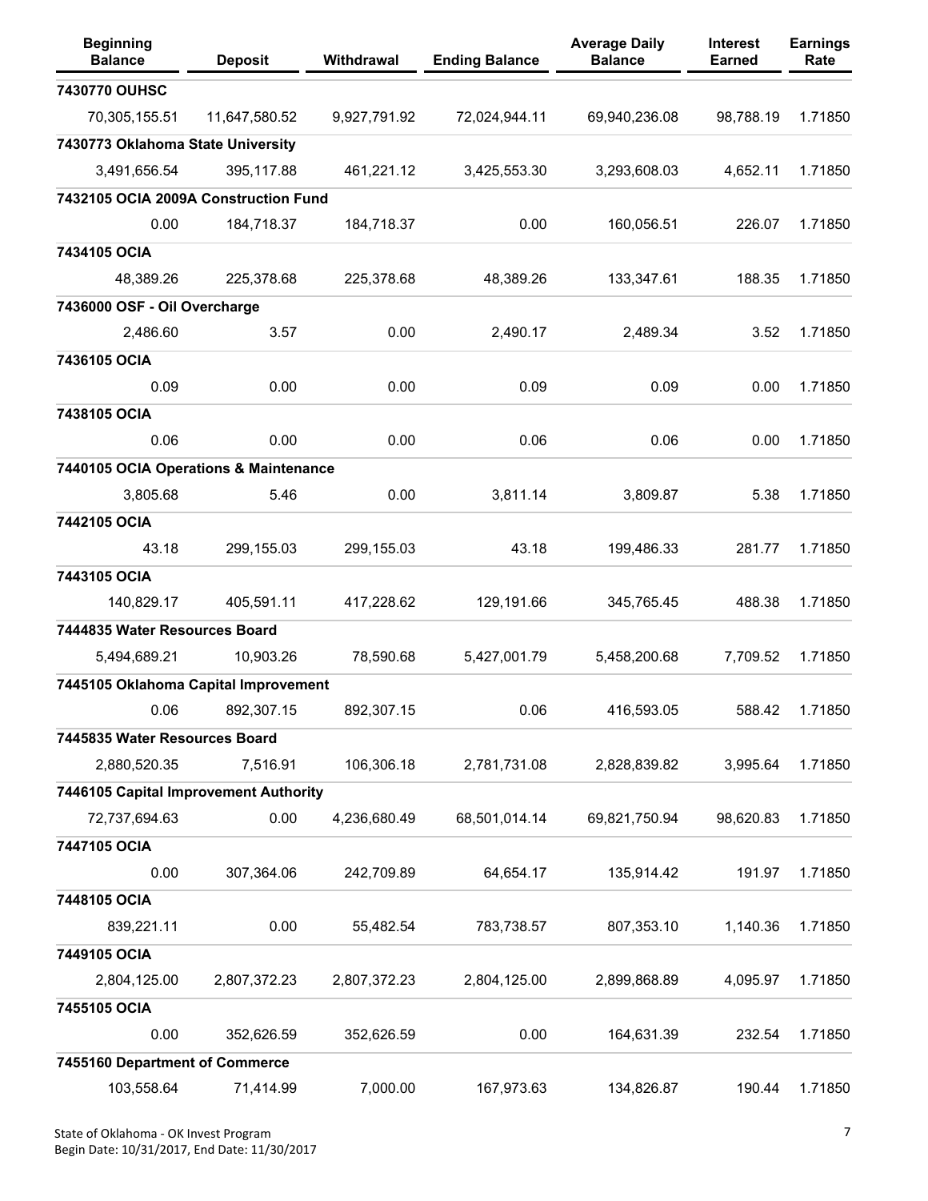| Beginning Balance | Deposit | Withdrawal | Ending Balance | Average Daily Balance | Interest Earned | Earnings Rate |
|---|---|---|---|---|---|---|
| **7430770 OUHSC** | | | | | | |
| 70,305,155.51 | 11,647,580.52 | 9,927,791.92 | 72,024,944.11 | 69,940,236.08 | 98,788.19 | 1.71850 |
| **7430773 Oklahoma State University** | | | | | | |
| 3,491,656.54 | 395,117.88 | 461,221.12 | 3,425,553.30 | 3,293,608.03 | 4,652.11 | 1.71850 |
| **7432105 OCIA 2009A Construction Fund** | | | | | | |
| 0.00 | 184,718.37 | 184,718.37 | 0.00 | 160,056.51 | 226.07 | 1.71850 |
| **7434105 OCIA** | | | | | | |
| 48,389.26 | 225,378.68 | 225,378.68 | 48,389.26 | 133,347.61 | 188.35 | 1.71850 |
| **7436000 OSF - Oil Overcharge** | | | | | | |
| 2,486.60 | 3.57 | 0.00 | 2,490.17 | 2,489.34 | 3.52 | 1.71850 |
| **7436105 OCIA** | | | | | | |
| 0.09 | 0.00 | 0.00 | 0.09 | 0.09 | 0.00 | 1.71850 |
| **7438105 OCIA** | | | | | | |
| 0.06 | 0.00 | 0.00 | 0.06 | 0.06 | 0.00 | 1.71850 |
| **7440105 OCIA Operations & Maintenance** | | | | | | |
| 3,805.68 | 5.46 | 0.00 | 3,811.14 | 3,809.87 | 5.38 | 1.71850 |
| **7442105 OCIA** | | | | | | |
| 43.18 | 299,155.03 | 299,155.03 | 43.18 | 199,486.33 | 281.77 | 1.71850 |
| **7443105 OCIA** | | | | | | |
| 140,829.17 | 405,591.11 | 417,228.62 | 129,191.66 | 345,765.45 | 488.38 | 1.71850 |
| **7444835 Water Resources Board** | | | | | | |
| 5,494,689.21 | 10,903.26 | 78,590.68 | 5,427,001.79 | 5,458,200.68 | 7,709.52 | 1.71850 |
| **7445105 Oklahoma Capital Improvement** | | | | | | |
| 0.06 | 892,307.15 | 892,307.15 | 0.06 | 416,593.05 | 588.42 | 1.71850 |
| **7445835 Water Resources Board** | | | | | | |
| 2,880,520.35 | 7,516.91 | 106,306.18 | 2,781,731.08 | 2,828,839.82 | 3,995.64 | 1.71850 |
| **7446105 Capital Improvement Authority** | | | | | | |
| 72,737,694.63 | 0.00 | 4,236,680.49 | 68,501,014.14 | 69,821,750.94 | 98,620.83 | 1.71850 |
| **7447105 OCIA** | | | | | | |
| 0.00 | 307,364.06 | 242,709.89 | 64,654.17 | 135,914.42 | 191.97 | 1.71850 |
| **7448105 OCIA** | | | | | | |
| 839,221.11 | 0.00 | 55,482.54 | 783,738.57 | 807,353.10 | 1,140.36 | 1.71850 |
| **7449105 OCIA** | | | | | | |
| 2,804,125.00 | 2,807,372.23 | 2,807,372.23 | 2,804,125.00 | 2,899,868.89 | 4,095.97 | 1.71850 |
| **7455105 OCIA** | | | | | | |
| 0.00 | 352,626.59 | 352,626.59 | 0.00 | 164,631.39 | 232.54 | 1.71850 |
| **7455160 Department of Commerce** | | | | | | |
| 103,558.64 | 71,414.99 | 7,000.00 | 167,973.63 | 134,826.87 | 190.44 | 1.71850 |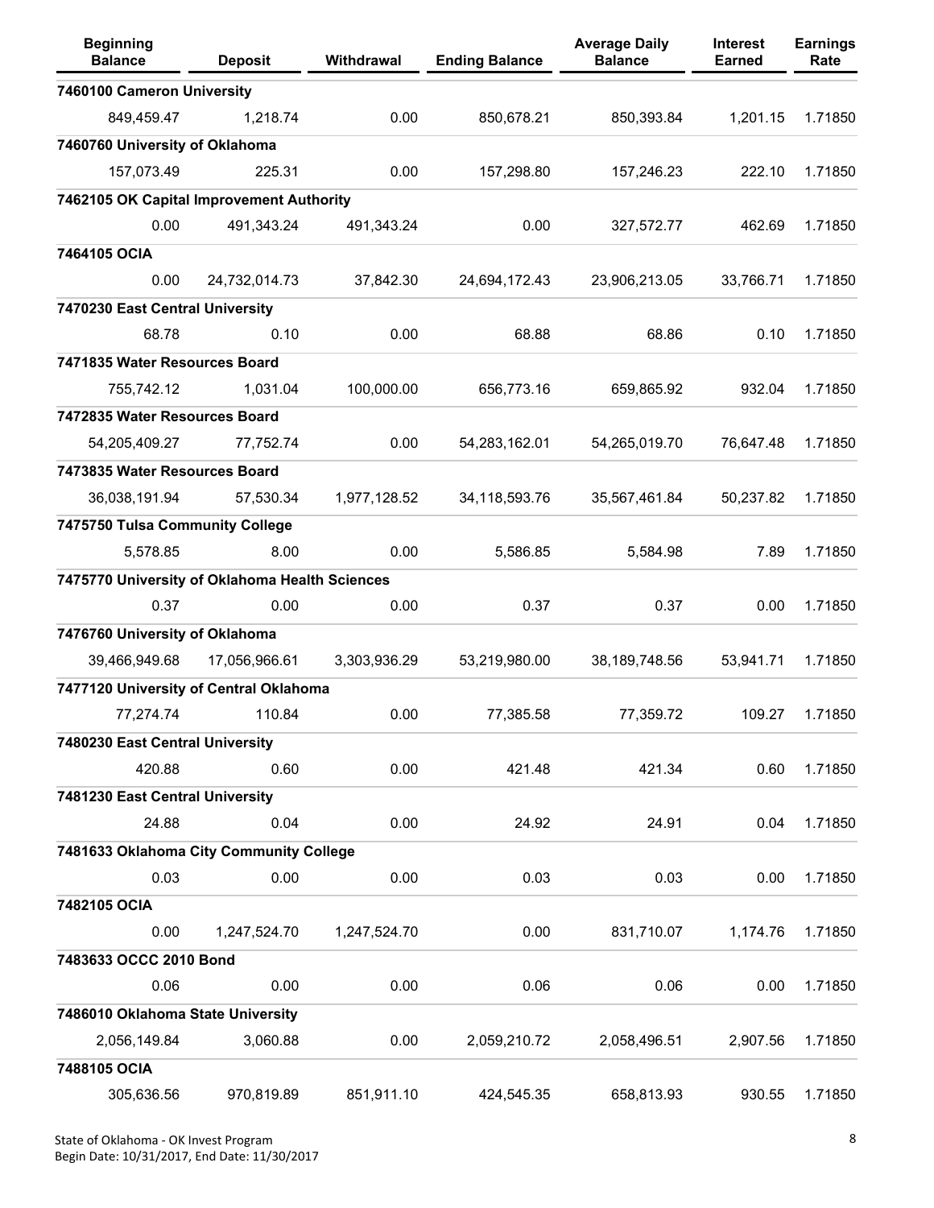| Beginning Balance | Deposit | Withdrawal | Ending Balance | Average Daily Balance | Interest Earned | Earnings Rate |
|---|---|---|---|---|---|---|
| **7460100 Cameron University** | | | | | | |
| 849,459.47 | 1,218.74 | 0.00 | 850,678.21 | 850,393.84 | 1,201.15 | 1.71850 |
| **7460760 University of Oklahoma** | | | | | | |
| 157,073.49 | 225.31 | 0.00 | 157,298.80 | 157,246.23 | 222.10 | 1.71850 |
| **7462105 OK Capital Improvement Authority** | | | | | | |
| 0.00 | 491,343.24 | 491,343.24 | 0.00 | 327,572.77 | 462.69 | 1.71850 |
| **7464105 OCIA** | | | | | | |
| 0.00 | 24,732,014.73 | 37,842.30 | 24,694,172.43 | 23,906,213.05 | 33,766.71 | 1.71850 |
| **7470230 East Central University** | | | | | | |
| 68.78 | 0.10 | 0.00 | 68.88 | 68.86 | 0.10 | 1.71850 |
| **7471835 Water Resources Board** | | | | | | |
| 755,742.12 | 1,031.04 | 100,000.00 | 656,773.16 | 659,865.92 | 932.04 | 1.71850 |
| **7472835 Water Resources Board** | | | | | | |
| 54,205,409.27 | 77,752.74 | 0.00 | 54,283,162.01 | 54,265,019.70 | 76,647.48 | 1.71850 |
| **7473835 Water Resources Board** | | | | | | |
| 36,038,191.94 | 57,530.34 | 1,977,128.52 | 34,118,593.76 | 35,567,461.84 | 50,237.82 | 1.71850 |
| **7475750 Tulsa Community College** | | | | | | |
| 5,578.85 | 8.00 | 0.00 | 5,586.85 | 5,584.98 | 7.89 | 1.71850 |
| **7475770 University of Oklahoma Health Sciences** | | | | | | |
| 0.37 | 0.00 | 0.00 | 0.37 | 0.37 | 0.00 | 1.71850 |
| **7476760 University of Oklahoma** | | | | | | |
| 39,466,949.68 | 17,056,966.61 | 3,303,936.29 | 53,219,980.00 | 38,189,748.56 | 53,941.71 | 1.71850 |
| **7477120 University of Central Oklahoma** | | | | | | |
| 77,274.74 | 110.84 | 0.00 | 77,385.58 | 77,359.72 | 109.27 | 1.71850 |
| **7480230 East Central University** | | | | | | |
| 420.88 | 0.60 | 0.00 | 421.48 | 421.34 | 0.60 | 1.71850 |
| **7481230 East Central University** | | | | | | |
| 24.88 | 0.04 | 0.00 | 24.92 | 24.91 | 0.04 | 1.71850 |
| **7481633 Oklahoma City Community College** | | | | | | |
| 0.03 | 0.00 | 0.00 | 0.03 | 0.03 | 0.00 | 1.71850 |
| **7482105 OCIA** | | | | | | |
| 0.00 | 1,247,524.70 | 1,247,524.70 | 0.00 | 831,710.07 | 1,174.76 | 1.71850 |
| **7483633 OCCC 2010 Bond** | | | | | | |
| 0.06 | 0.00 | 0.00 | 0.06 | 0.06 | 0.00 | 1.71850 |
| **7486010 Oklahoma State University** | | | | | | |
| 2,056,149.84 | 3,060.88 | 0.00 | 2,059,210.72 | 2,058,496.51 | 2,907.56 | 1.71850 |
| **7488105 OCIA** | | | | | | |
| 305,636.56 | 970,819.89 | 851,911.10 | 424,545.35 | 658,813.93 | 930.55 | 1.71850 |

State of Oklahoma - OK Invest Program
Begin Date: 10/31/2017, End Date: 11/30/2017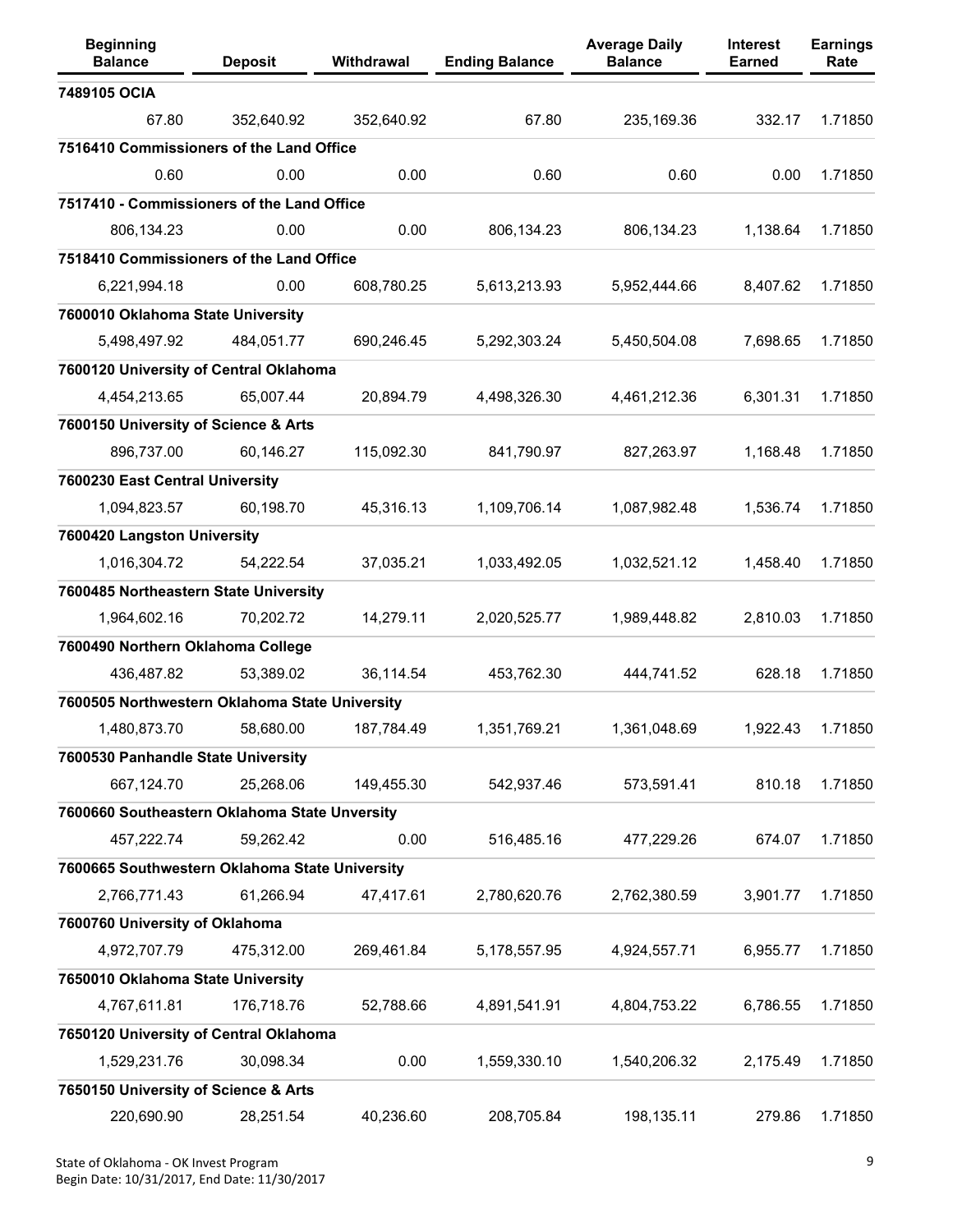| Beginning Balance | Deposit | Withdrawal | Ending Balance | Average Daily Balance | Interest Earned | Earnings Rate |
|---|---|---|---|---|---|---|
| **7489105 OCIA** | | | | | | |
| 67.80 | 352,640.92 | 352,640.92 | 67.80 | 235,169.36 | 332.17 | 1.71850 |
| **7516410 Commissioners of the Land Office** | | | | | | |
| 0.60 | 0.00 | 0.00 | 0.60 | 0.60 | 0.00 | 1.71850 |
| **7517410 - Commissioners of the Land Office** | | | | | | |
| 806,134.23 | 0.00 | 0.00 | 806,134.23 | 806,134.23 | 1,138.64 | 1.71850 |
| **7518410 Commissioners of the Land Office** | | | | | | |
| 6,221,994.18 | 0.00 | 608,780.25 | 5,613,213.93 | 5,952,444.66 | 8,407.62 | 1.71850 |
| **7600010 Oklahoma State University** | | | | | | |
| 5,498,497.92 | 484,051.77 | 690,246.45 | 5,292,303.24 | 5,450,504.08 | 7,698.65 | 1.71850 |
| **7600120 University of Central Oklahoma** | | | | | | |
| 4,454,213.65 | 65,007.44 | 20,894.79 | 4,498,326.30 | 4,461,212.36 | 6,301.31 | 1.71850 |
| **7600150 University of Science & Arts** | | | | | | |
| 896,737.00 | 60,146.27 | 115,092.30 | 841,790.97 | 827,263.97 | 1,168.48 | 1.71850 |
| **7600230 East Central University** | | | | | | |
| 1,094,823.57 | 60,198.70 | 45,316.13 | 1,109,706.14 | 1,087,982.48 | 1,536.74 | 1.71850 |
| **7600420 Langston University** | | | | | | |
| 1,016,304.72 | 54,222.54 | 37,035.21 | 1,033,492.05 | 1,032,521.12 | 1,458.40 | 1.71850 |
| **7600485 Northeastern State University** | | | | | | |
| 1,964,602.16 | 70,202.72 | 14,279.11 | 2,020,525.77 | 1,989,448.82 | 2,810.03 | 1.71850 |
| **7600490 Northern Oklahoma College** | | | | | | |
| 436,487.82 | 53,389.02 | 36,114.54 | 453,762.30 | 444,741.52 | 628.18 | 1.71850 |
| **7600505 Northwestern Oklahoma State University** | | | | | | |
| 1,480,873.70 | 58,680.00 | 187,784.49 | 1,351,769.21 | 1,361,048.69 | 1,922.43 | 1.71850 |
| **7600530 Panhandle State University** | | | | | | |
| 667,124.70 | 25,268.06 | 149,455.30 | 542,937.46 | 573,591.41 | 810.18 | 1.71850 |
| **7600660 Southeastern Oklahoma State Unversity** | | | | | | |
| 457,222.74 | 59,262.42 | 0.00 | 516,485.16 | 477,229.26 | 674.07 | 1.71850 |
| **7600665 Southwestern Oklahoma State University** | | | | | | |
| 2,766,771.43 | 61,266.94 | 47,417.61 | 2,780,620.76 | 2,762,380.59 | 3,901.77 | 1.71850 |
| **7600760 University of Oklahoma** | | | | | | |
| 4,972,707.79 | 475,312.00 | 269,461.84 | 5,178,557.95 | 4,924,557.71 | 6,955.77 | 1.71850 |
| **7650010 Oklahoma State University** | | | | | | |
| 4,767,611.81 | 176,718.76 | 52,788.66 | 4,891,541.91 | 4,804,753.22 | 6,786.55 | 1.71850 |
| **7650120 University of Central Oklahoma** | | | | | | |
| 1,529,231.76 | 30,098.34 | 0.00 | 1,559,330.10 | 1,540,206.32 | 2,175.49 | 1.71850 |
| **7650150 University of Science & Arts** | | | | | | |
| 220,690.90 | 28,251.54 | 40,236.60 | 208,705.84 | 198,135.11 | 279.86 | 1.71850 |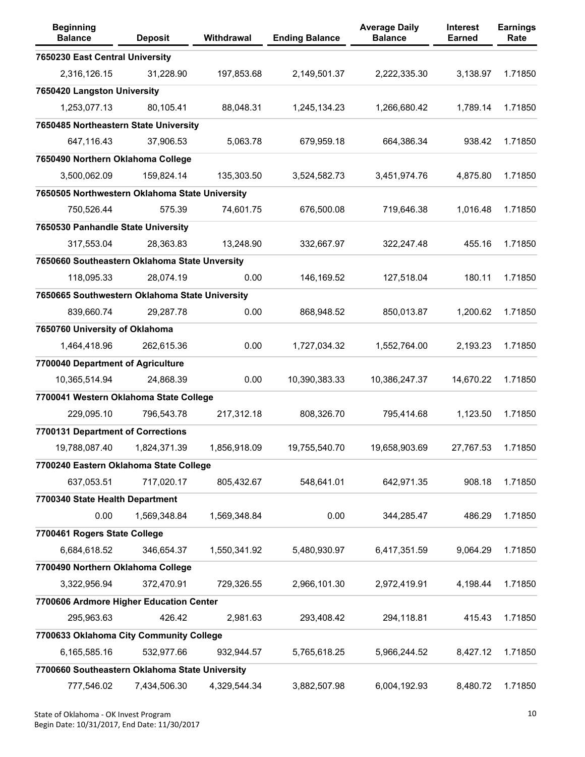| Beginning Balance | Deposit | Withdrawal | Ending Balance | Average Daily Balance | Interest Earned | Earnings Rate |
|---|---|---|---|---|---|---|
| **7650230 East Central University** | | | | | | |
| 2,316,126.15 | 31,228.90 | 197,853.68 | 2,149,501.37 | 2,222,335.30 | 3,138.97 | 1.71850 |
| **7650420 Langston University** | | | | | | |
| 1,253,077.13 | 80,105.41 | 88,048.31 | 1,245,134.23 | 1,266,680.42 | 1,789.14 | 1.71850 |
| **7650485 Northeastern State University** | | | | | | |
| 647,116.43 | 37,906.53 | 5,063.78 | 679,959.18 | 664,386.34 | 938.42 | 1.71850 |
| **7650490 Northern Oklahoma College** | | | | | | |
| 3,500,062.09 | 159,824.14 | 135,303.50 | 3,524,582.73 | 3,451,974.76 | 4,875.80 | 1.71850 |
| **7650505 Northwestern Oklahoma State University** | | | | | | |
| 750,526.44 | 575.39 | 74,601.75 | 676,500.08 | 719,646.38 | 1,016.48 | 1.71850 |
| **7650530 Panhandle State University** | | | | | | |
| 317,553.04 | 28,363.83 | 13,248.90 | 332,667.97 | 322,247.48 | 455.16 | 1.71850 |
| **7650660 Southeastern Oklahoma State Unversity** | | | | | | |
| 118,095.33 | 28,074.19 | 0.00 | 146,169.52 | 127,518.04 | 180.11 | 1.71850 |
| **7650665 Southwestern Oklahoma State University** | | | | | | |
| 839,660.74 | 29,287.78 | 0.00 | 868,948.52 | 850,013.87 | 1,200.62 | 1.71850 |
| **7650760 University of Oklahoma** | | | | | | |
| 1,464,418.96 | 262,615.36 | 0.00 | 1,727,034.32 | 1,552,764.00 | 2,193.23 | 1.71850 |
| **7700040 Department of Agriculture** | | | | | | |
| 10,365,514.94 | 24,868.39 | 0.00 | 10,390,383.33 | 10,386,247.37 | 14,670.22 | 1.71850 |
| **7700041 Western Oklahoma State College** | | | | | | |
| 229,095.10 | 796,543.78 | 217,312.18 | 808,326.70 | 795,414.68 | 1,123.50 | 1.71850 |
| **7700131 Department of Corrections** | | | | | | |
| 19,788,087.40 | 1,824,371.39 | 1,856,918.09 | 19,755,540.70 | 19,658,903.69 | 27,767.53 | 1.71850 |
| **7700240 Eastern Oklahoma State College** | | | | | | |
| 637,053.51 | 717,020.17 | 805,432.67 | 548,641.01 | 642,971.35 | 908.18 | 1.71850 |
| **7700340 State Health Department** | | | | | | |
| 0.00 | 1,569,348.84 | 1,569,348.84 | 0.00 | 344,285.47 | 486.29 | 1.71850 |
| **7700461 Rogers State College** | | | | | | |
| 6,684,618.52 | 346,654.37 | 1,550,341.92 | 5,480,930.97 | 6,417,351.59 | 9,064.29 | 1.71850 |
| **7700490 Northern Oklahoma College** | | | | | | |
| 3,322,956.94 | 372,470.91 | 729,326.55 | 2,966,101.30 | 2,972,419.91 | 4,198.44 | 1.71850 |
| **7700606 Ardmore Higher Education Center** | | | | | | |
| 295,963.63 | 426.42 | 2,981.63 | 293,408.42 | 294,118.81 | 415.43 | 1.71850 |
| **7700633 Oklahoma City Community College** | | | | | | |
| 6,165,585.16 | 532,977.66 | 932,944.57 | 5,765,618.25 | 5,966,244.52 | 8,427.12 | 1.71850 |
| **7700660 Southeastern Oklahoma State University** | | | | | | |
| 777,546.02 | 7,434,506.30 | 4,329,544.34 | 3,882,507.98 | 6,004,192.93 | 8,480.72 | 1.71850 |

State of Oklahoma - OK Invest Program
Begin Date: 10/31/2017, End Date: 11/30/2017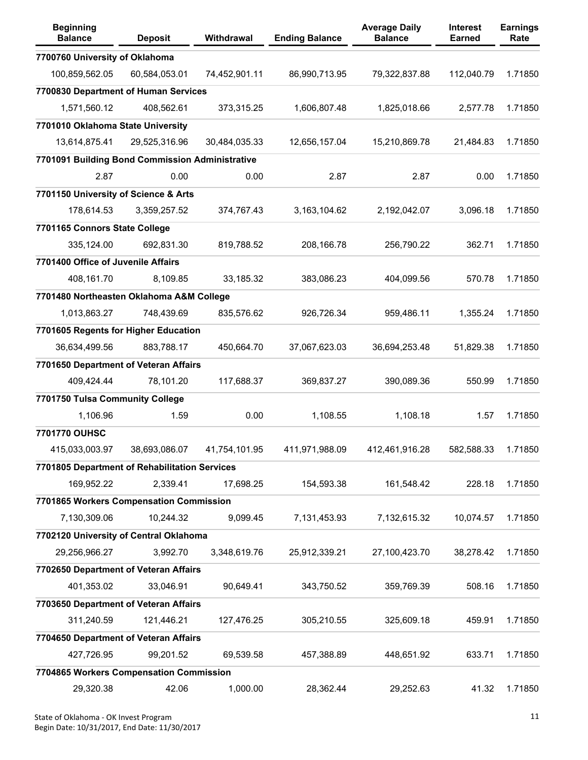| Beginning Balance | Deposit | Withdrawal | Ending Balance | Average Daily Balance | Interest Earned | Earnings Rate |
|---|---|---|---|---|---|---|
| **7700760 University of Oklahoma** | | | | | | |
| 100,859,562.05 | 60,584,053.01 | 74,452,901.11 | 86,990,713.95 | 79,322,837.88 | 112,040.79 | 1.71850 |
| **7700830 Department of Human Services** | | | | | | |
| 1,571,560.12 | 408,562.61 | 373,315.25 | 1,606,807.48 | 1,825,018.66 | 2,577.78 | 1.71850 |
| **7701010 Oklahoma State University** | | | | | | |
| 13,614,875.41 | 29,525,316.96 | 30,484,035.33 | 12,656,157.04 | 15,210,869.78 | 21,484.83 | 1.71850 |
| **7701091 Building Bond Commission Administrative** | | | | | | |
| 2.87 | 0.00 | 0.00 | 2.87 | 2.87 | 0.00 | 1.71850 |
| **7701150 University of Science & Arts** | | | | | | |
| 178,614.53 | 3,359,257.52 | 374,767.43 | 3,163,104.62 | 2,192,042.07 | 3,096.18 | 1.71850 |
| **7701165 Connors State College** | | | | | | |
| 335,124.00 | 692,831.30 | 819,788.52 | 208,166.78 | 256,790.22 | 362.71 | 1.71850 |
| **7701400 Office of Juvenile Affairs** | | | | | | |
| 408,161.70 | 8,109.85 | 33,185.32 | 383,086.23 | 404,099.56 | 570.78 | 1.71850 |
| **7701480 Northeasten Oklahoma A&M College** | | | | | | |
| 1,013,863.27 | 748,439.69 | 835,576.62 | 926,726.34 | 959,486.11 | 1,355.24 | 1.71850 |
| **7701605 Regents for Higher Education** | | | | | | |
| 36,634,499.56 | 883,788.17 | 450,664.70 | 37,067,623.03 | 36,694,253.48 | 51,829.38 | 1.71850 |
| **7701650 Department of Veteran Affairs** | | | | | | |
| 409,424.44 | 78,101.20 | 117,688.37 | 369,837.27 | 390,089.36 | 550.99 | 1.71850 |
| **7701750 Tulsa Community College** | | | | | | |
| 1,106.96 | 1.59 | 0.00 | 1,108.55 | 1,108.18 | 1.57 | 1.71850 |
| **7701770 OUHSC** | | | | | | |
| 415,033,003.97 | 38,693,086.07 | 41,754,101.95 | 411,971,988.09 | 412,461,916.28 | 582,588.33 | 1.71850 |
| **7701805 Department of Rehabilitation Services** | | | | | | |
| 169,952.22 | 2,339.41 | 17,698.25 | 154,593.38 | 161,548.42 | 228.18 | 1.71850 |
| **7701865 Workers Compensation Commission** | | | | | | |
| 7,130,309.06 | 10,244.32 | 9,099.45 | 7,131,453.93 | 7,132,615.32 | 10,074.57 | 1.71850 |
| **7702120 University of Central Oklahoma** | | | | | | |
| 29,256,966.27 | 3,992.70 | 3,348,619.76 | 25,912,339.21 | 27,100,423.70 | 38,278.42 | 1.71850 |
| **7702650 Department of Veteran Affairs** | | | | | | |
| 401,353.02 | 33,046.91 | 90,649.41 | 343,750.52 | 359,769.39 | 508.16 | 1.71850 |
| **7703650 Department of Veteran Affairs** | | | | | | |
| 311,240.59 | 121,446.21 | 127,476.25 | 305,210.55 | 325,609.18 | 459.91 | 1.71850 |
| **7704650 Department of Veteran Affairs** | | | | | | |
| 427,726.95 | 99,201.52 | 69,539.58 | 457,388.89 | 448,651.92 | 633.71 | 1.71850 |
| **7704865 Workers Compensation Commission** | | | | | | |
| 29,320.38 | 42.06 | 1,000.00 | 28,362.44 | 29,252.63 | 41.32 | 1.71850 |

State of Oklahoma - OK Invest Program
Begin Date: 10/31/2017, End Date: 11/30/2017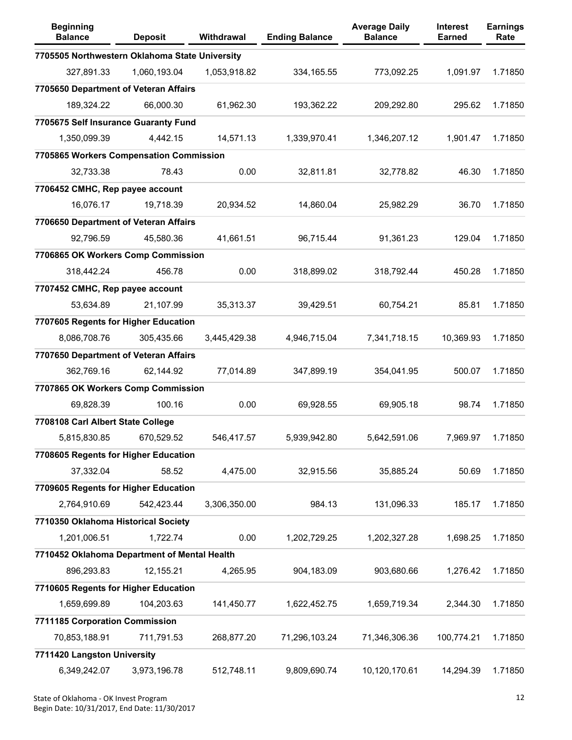| Beginning Balance | Deposit | Withdrawal | Ending Balance | Average Daily Balance | Interest Earned | Earnings Rate |
|---|---|---|---|---|---|---|
| **7705505 Northwestern Oklahoma State University** | | | | | | |
| 327,891.33 | 1,060,193.04 | 1,053,918.82 | 334,165.55 | 773,092.25 | 1,091.97 | 1.71850 |
| **7705650 Department of Veteran Affairs** | | | | | | |
| 189,324.22 | 66,000.30 | 61,962.30 | 193,362.22 | 209,292.80 | 295.62 | 1.71850 |
| **7705675 Self Insurance Guaranty Fund** | | | | | | |
| 1,350,099.39 | 4,442.15 | 14,571.13 | 1,339,970.41 | 1,346,207.12 | 1,901.47 | 1.71850 |
| **7705865 Workers Compensation Commission** | | | | | | |
| 32,733.38 | 78.43 | 0.00 | 32,811.81 | 32,778.82 | 46.30 | 1.71850 |
| **7706452 CMHC, Rep payee account** | | | | | | |
| 16,076.17 | 19,718.39 | 20,934.52 | 14,860.04 | 25,982.29 | 36.70 | 1.71850 |
| **7706650 Department of Veteran Affairs** | | | | | | |
| 92,796.59 | 45,580.36 | 41,661.51 | 96,715.44 | 91,361.23 | 129.04 | 1.71850 |
| **7706865 OK Workers Comp Commission** | | | | | | |
| 318,442.24 | 456.78 | 0.00 | 318,899.02 | 318,792.44 | 450.28 | 1.71850 |
| **7707452 CMHC, Rep payee account** | | | | | | |
| 53,634.89 | 21,107.99 | 35,313.37 | 39,429.51 | 60,754.21 | 85.81 | 1.71850 |
| **7707605 Regents for Higher Education** | | | | | | |
| 8,086,708.76 | 305,435.66 | 3,445,429.38 | 4,946,715.04 | 7,341,718.15 | 10,369.93 | 1.71850 |
| **7707650 Department of Veteran Affairs** | | | | | | |
| 362,769.16 | 62,144.92 | 77,014.89 | 347,899.19 | 354,041.95 | 500.07 | 1.71850 |
| **7707865 OK Workers Comp Commission** | | | | | | |
| 69,828.39 | 100.16 | 0.00 | 69,928.55 | 69,905.18 | 98.74 | 1.71850 |
| **7708108 Carl Albert State College** | | | | | | |
| 5,815,830.85 | 670,529.52 | 546,417.57 | 5,939,942.80 | 5,642,591.06 | 7,969.97 | 1.71850 |
| **7708605 Regents for Higher Education** | | | | | | |
| 37,332.04 | 58.52 | 4,475.00 | 32,915.56 | 35,885.24 | 50.69 | 1.71850 |
| **7709605 Regents for Higher Education** | | | | | | |
| 2,764,910.69 | 542,423.44 | 3,306,350.00 | 984.13 | 131,096.33 | 185.17 | 1.71850 |
| **7710350 Oklahoma Historical Society** | | | | | | |
| 1,201,006.51 | 1,722.74 | 0.00 | 1,202,729.25 | 1,202,327.28 | 1,698.25 | 1.71850 |
| **7710452 Oklahoma Department of Mental Health** | | | | | | |
| 896,293.83 | 12,155.21 | 4,265.95 | 904,183.09 | 903,680.66 | 1,276.42 | 1.71850 |
| **7710605 Regents for Higher Education** | | | | | | |
| 1,659,699.89 | 104,203.63 | 141,450.77 | 1,622,452.75 | 1,659,719.34 | 2,344.30 | 1.71850 |
| **7711185 Corporation Commission** | | | | | | |
| 70,853,188.91 | 711,791.53 | 268,877.20 | 71,296,103.24 | 71,346,306.36 | 100,774.21 | 1.71850 |
| **7711420 Langston University** | | | | | | |
| 6,349,242.07 | 3,973,196.78 | 512,748.11 | 9,809,690.74 | 10,120,170.61 | 14,294.39 | 1.71850 |

State of Oklahoma - OK Invest Program
Begin Date: 10/31/2017, End Date: 11/30/2017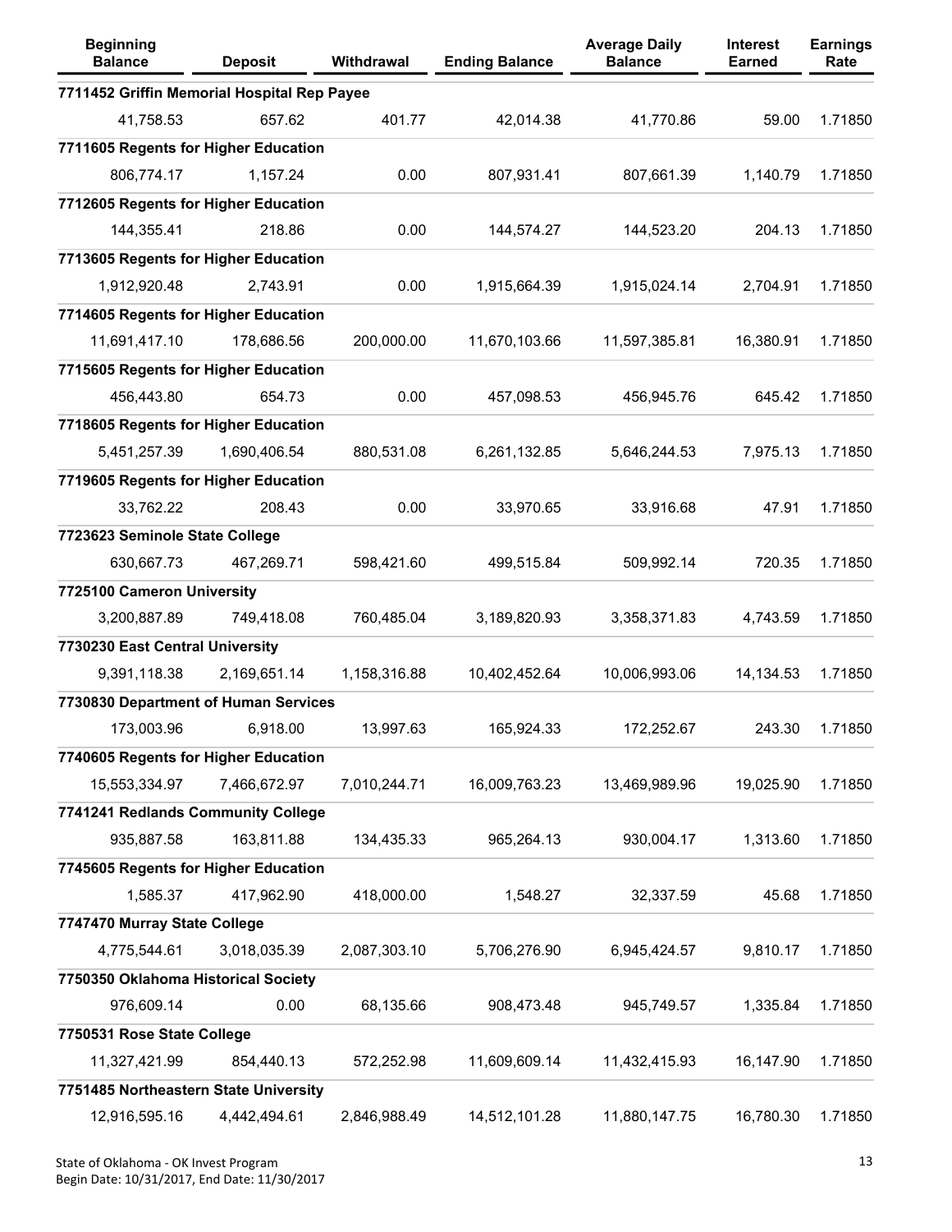| Beginning Balance | Deposit | Withdrawal | Ending Balance | Average Daily Balance | Interest Earned | Earnings Rate |
|---|---|---|---|---|---|---|
| **7711452 Griffin Memorial Hospital Rep Payee** | | | | | | |
| 41,758.53 | 657.62 | 401.77 | 42,014.38 | 41,770.86 | 59.00 | 1.71850 |
| **7711605 Regents for Higher Education** | | | | | | |
| 806,774.17 | 1,157.24 | 0.00 | 807,931.41 | 807,661.39 | 1,140.79 | 1.71850 |
| **7712605 Regents for Higher Education** | | | | | | |
| 144,355.41 | 218.86 | 0.00 | 144,574.27 | 144,523.20 | 204.13 | 1.71850 |
| **7713605 Regents for Higher Education** | | | | | | |
| 1,912,920.48 | 2,743.91 | 0.00 | 1,915,664.39 | 1,915,024.14 | 2,704.91 | 1.71850 |
| **7714605 Regents for Higher Education** | | | | | | |
| 11,691,417.10 | 178,686.56 | 200,000.00 | 11,670,103.66 | 11,597,385.81 | 16,380.91 | 1.71850 |
| **7715605 Regents for Higher Education** | | | | | | |
| 456,443.80 | 654.73 | 0.00 | 457,098.53 | 456,945.76 | 645.42 | 1.71850 |
| **7718605 Regents for Higher Education** | | | | | | |
| 5,451,257.39 | 1,690,406.54 | 880,531.08 | 6,261,132.85 | 5,646,244.53 | 7,975.13 | 1.71850 |
| **7719605 Regents for Higher Education** | | | | | | |
| 33,762.22 | 208.43 | 0.00 | 33,970.65 | 33,916.68 | 47.91 | 1.71850 |
| **7723623 Seminole State College** | | | | | | |
| 630,667.73 | 467,269.71 | 598,421.60 | 499,515.84 | 509,992.14 | 720.35 | 1.71850 |
| **7725100 Cameron University** | | | | | | |
| 3,200,887.89 | 749,418.08 | 760,485.04 | 3,189,820.93 | 3,358,371.83 | 4,743.59 | 1.71850 |
| **7730230 East Central University** | | | | | | |
| 9,391,118.38 | 2,169,651.14 | 1,158,316.88 | 10,402,452.64 | 10,006,993.06 | 14,134.53 | 1.71850 |
| **7730830 Department of Human Services** | | | | | | |
| 173,003.96 | 6,918.00 | 13,997.63 | 165,924.33 | 172,252.67 | 243.30 | 1.71850 |
| **7740605 Regents for Higher Education** | | | | | | |
| 15,553,334.97 | 7,466,672.97 | 7,010,244.71 | 16,009,763.23 | 13,469,989.96 | 19,025.90 | 1.71850 |
| **7741241 Redlands Community College** | | | | | | |
| 935,887.58 | 163,811.88 | 134,435.33 | 965,264.13 | 930,004.17 | 1,313.60 | 1.71850 |
| **7745605 Regents for Higher Education** | | | | | | |
| 1,585.37 | 417,962.90 | 418,000.00 | 1,548.27 | 32,337.59 | 45.68 | 1.71850 |
| **7747470 Murray State College** | | | | | | |
| 4,775,544.61 | 3,018,035.39 | 2,087,303.10 | 5,706,276.90 | 6,945,424.57 | 9,810.17 | 1.71850 |
| **7750350 Oklahoma Historical Society** | | | | | | |
| 976,609.14 | 0.00 | 68,135.66 | 908,473.48 | 945,749.57 | 1,335.84 | 1.71850 |
| **7750531 Rose State College** | | | | | | |
| 11,327,421.99 | 854,440.13 | 572,252.98 | 11,609,609.14 | 11,432,415.93 | 16,147.90 | 1.71850 |
| **7751485 Northeastern State University** | | | | | | |
| 12,916,595.16 | 4,442,494.61 | 2,846,988.49 | 14,512,101.28 | 11,880,147.75 | 16,780.30 | 1.71850 |

State of Oklahoma - OK Invest Program
Begin Date: 10/31/2017, End Date: 11/30/2017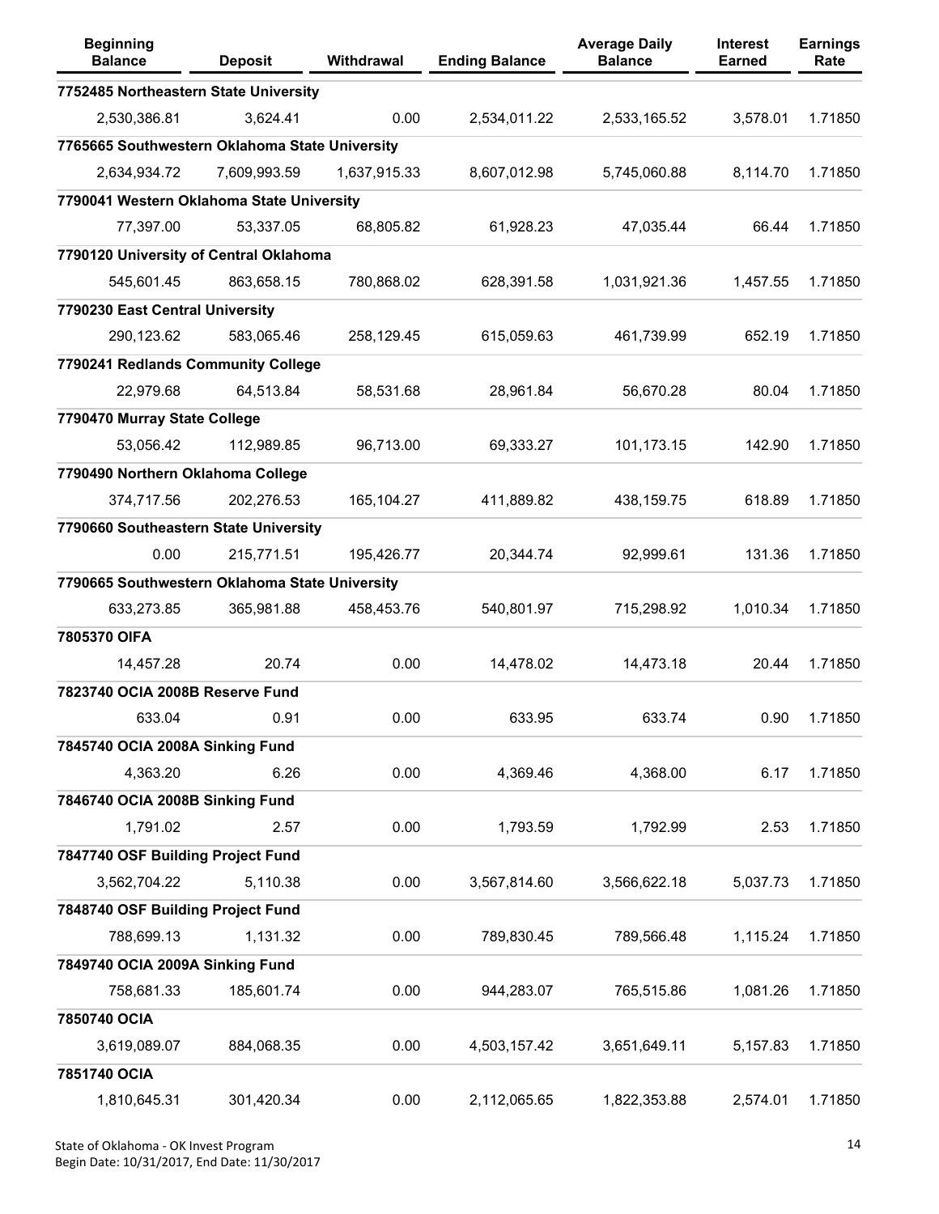| Beginning Balance | Deposit | Withdrawal | Ending Balance | Average Daily Balance | Interest Earned | Earnings Rate |
|---|---|---|---|---|---|---|
| **7752485 Northeastern State University** | | | | | | |
| 2,530,386.81 | 3,624.41 | 0.00 | 2,534,011.22 | 2,533,165.52 | 3,578.01 | 1.71850 |
| **7765665 Southwestern Oklahoma State University** | | | | | | |
| 2,634,934.72 | 7,609,993.59 | 1,637,915.33 | 8,607,012.98 | 5,745,060.88 | 8,114.70 | 1.71850 |
| **7790041 Western Oklahoma State University** | | | | | | |
| 77,397.00 | 53,337.05 | 68,805.82 | 61,928.23 | 47,035.44 | 66.44 | 1.71850 |
| **7790120 University of Central Oklahoma** | | | | | | |
| 545,601.45 | 863,658.15 | 780,868.02 | 628,391.58 | 1,031,921.36 | 1,457.55 | 1.71850 |
| **7790230 East Central University** | | | | | | |
| 290,123.62 | 583,065.46 | 258,129.45 | 615,059.63 | 461,739.99 | 652.19 | 1.71850 |
| **7790241 Redlands Community College** | | | | | | |
| 22,979.68 | 64,513.84 | 58,531.68 | 28,961.84 | 56,670.28 | 80.04 | 1.71850 |
| **7790470 Murray State College** | | | | | | |
| 53,056.42 | 112,989.85 | 96,713.00 | 69,333.27 | 101,173.15 | 142.90 | 1.71850 |
| **7790490 Northern Oklahoma College** | | | | | | |
| 374,717.56 | 202,276.53 | 165,104.27 | 411,889.82 | 438,159.75 | 618.89 | 1.71850 |
| **7790660 Southeastern State University** | | | | | | |
| 0.00 | 215,771.51 | 195,426.77 | 20,344.74 | 92,999.61 | 131.36 | 1.71850 |
| **7790665 Southwestern Oklahoma State University** | | | | | | |
| 633,273.85 | 365,981.88 | 458,453.76 | 540,801.97 | 715,298.92 | 1,010.34 | 1.71850 |
| **7805370 OIFA** | | | | | | |
| 14,457.28 | 20.74 | 0.00 | 14,478.02 | 14,473.18 | 20.44 | 1.71850 |
| **7823740 OCIA 2008B Reserve Fund** | | | | | | |
| 633.04 | 0.91 | 0.00 | 633.95 | 633.74 | 0.90 | 1.71850 |
| **7845740 OCIA 2008A Sinking Fund** | | | | | | |
| 4,363.20 | 6.26 | 0.00 | 4,369.46 | 4,368.00 | 6.17 | 1.71850 |
| **7846740 OCIA 2008B Sinking Fund** | | | | | | |
| 1,791.02 | 2.57 | 0.00 | 1,793.59 | 1,792.99 | 2.53 | 1.71850 |
| **7847740 OSF Building Project Fund** | | | | | | |
| 3,562,704.22 | 5,110.38 | 0.00 | 3,567,814.60 | 3,566,622.18 | 5,037.73 | 1.71850 |
| **7848740 OSF Building Project Fund** | | | | | | |
| 788,699.13 | 1,131.32 | 0.00 | 789,830.45 | 789,566.48 | 1,115.24 | 1.71850 |
| **7849740 OCIA 2009A Sinking Fund** | | | | | | |
| 758,681.33 | 185,601.74 | 0.00 | 944,283.07 | 765,515.86 | 1,081.26 | 1.71850 |
| **7850740 OCIA** | | | | | | |
| 3,619,089.07 | 884,068.35 | 0.00 | 4,503,157.42 | 3,651,649.11 | 5,157.83 | 1.71850 |
| **7851740 OCIA** | | | | | | |
| 1,810,645.31 | 301,420.34 | 0.00 | 2,112,065.65 | 1,822,353.88 | 2,574.01 | 1.71850 |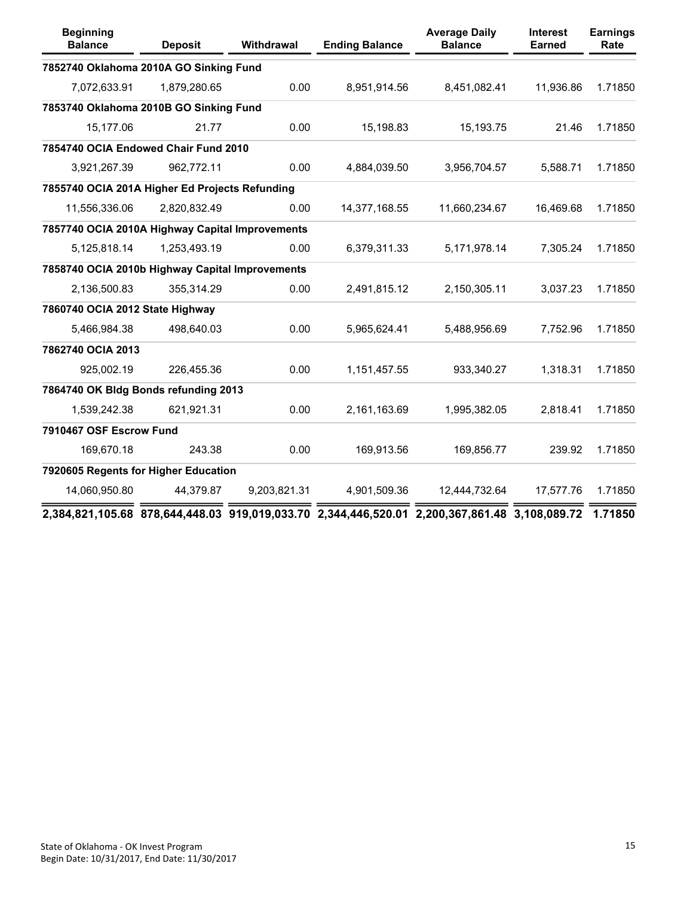| Beginning Balance | Deposit | Withdrawal | Ending Balance | Average Daily Balance | Interest Earned | Earnings Rate |
|---|---|---|---|---|---|---|
| **7852740 Oklahoma 2010A GO Sinking Fund** | | | | | | |
| 7,072,633.91 | 1,879,280.65 | 0.00 | 8,951,914.56 | 8,451,082.41 | 11,936.86 | 1.71850 |
| **7853740 Oklahoma 2010B GO Sinking Fund** | | | | | | |
| 15,177.06 | 21.77 | 0.00 | 15,198.83 | 15,193.75 | 21.46 | 1.71850 |
| **7854740 OCIA Endowed Chair Fund 2010** | | | | | | |
| 3,921,267.39 | 962,772.11 | 0.00 | 4,884,039.50 | 3,956,704.57 | 5,588.71 | 1.71850 |
| **7855740 OCIA 201A Higher Ed Projects Refunding** | | | | | | |
| 11,556,336.06 | 2,820,832.49 | 0.00 | 14,377,168.55 | 11,660,234.67 | 16,469.68 | 1.71850 |
| **7857740 OCIA 2010A Highway Capital Improvements** | | | | | | |
| 5,125,818.14 | 1,253,493.19 | 0.00 | 6,379,311.33 | 5,171,978.14 | 7,305.24 | 1.71850 |
| **7858740 OCIA 2010b Highway Capital Improvements** | | | | | | |
| 2,136,500.83 | 355,314.29 | 0.00 | 2,491,815.12 | 2,150,305.11 | 3,037.23 | 1.71850 |
| **7860740 OCIA 2012 State Highway** | | | | | | |
| 5,466,984.38 | 498,640.03 | 0.00 | 5,965,624.41 | 5,488,956.69 | 7,752.96 | 1.71850 |
| **7862740 OCIA 2013** | | | | | | |
| 925,002.19 | 226,455.36 | 0.00 | 1,151,457.55 | 933,340.27 | 1,318.31 | 1.71850 |
| **7864740 OK Bldg Bonds refunding 2013** | | | | | | |
| 1,539,242.38 | 621,921.31 | 0.00 | 2,161,163.69 | 1,995,382.05 | 2,818.41 | 1.71850 |
| **7910467 OSF Escrow Fund** | | | | | | |
| 169,670.18 | 243.38 | 0.00 | 169,913.56 | 169,856.77 | 239.92 | 1.71850 |
| **7920605 Regents for Higher Education** | | | | | | |
| 14,060,950.80 | 44,379.87 | 9,203,821.31 | 4,901,509.36 | 12,444,732.64 | 17,577.76 | 1.71850 |
| **2,384,821,105.68** | **878,644,448.03** | **919,019,033.70** | **2,344,446,520.01** | **2,200,367,861.48** | **3,108,089.72** | **1.71850** |

State of Oklahoma - OK Invest Program
Begin Date: 10/31/2017, End Date: 11/30/2017